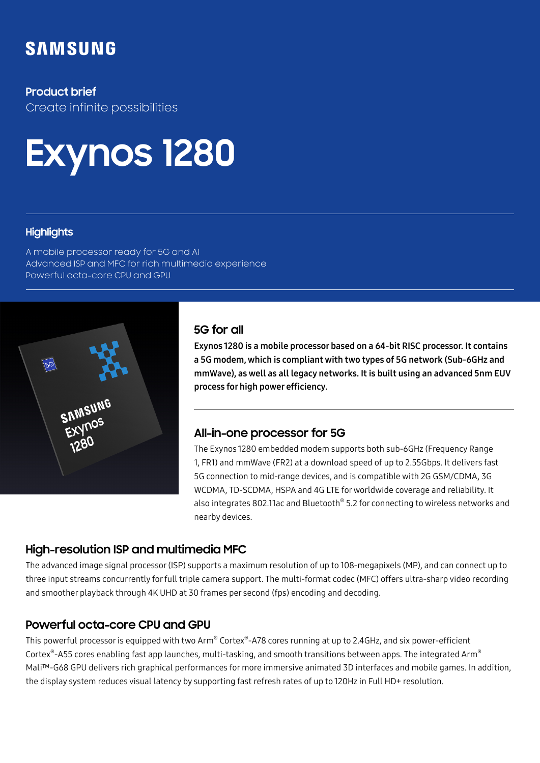SAMSUNG

**Product brief**

Create infinite possibilities

# Exynos 1280

## Highlights

A mobile processor ready for 5G and AI
Advanced ISP and MFC for rich multimedia experience
Powerful octa-core CPU and GPU

## 5G for all

**Exynos 1280 is a mobile processor based on a 64-bit RISC processor. It contains a 5G modem, which is compliant with two types of 5G network (Sub-6GHz and mmWave), as well as all legacy networks. It is built using an advanced 5nm EUV process for high power efficiency.**

## All-in-one processor for 5G

The Exynos 1280 embedded modem supports both sub-6GHz (Frequency Range 1, FR1) and mmWave (FR2) at a download speed of up to 2.55Gbps. It delivers fast 5G connection to mid-range devices, and is compatible with 2G GSM/CDMA, 3G WCDMA, TD-SCDMA, HSPA and 4G LTE for worldwide coverage and reliability. It also integrates 802.11ac and Bluetooth® 5.2 for connecting to wireless networks and nearby devices.

## High-resolution ISP and multimedia MFC

The advanced image signal processor (ISP) supports a maximum resolution of up to 108-megapixels (MP), and can connect up to three input streams concurrently for full triple camera support. The multi-format codec (MFC) offers ultra-sharp video recording and smoother playback through 4K UHD at 30 frames per second (fps) encoding and decoding.

## Powerful octa-core CPU and GPU

This powerful processor is equipped with two Arm® Cortex®-A78 cores running at up to 2.4GHz, and six power-efficient Cortex®-A55 cores enabling fast app launches, multi-tasking, and smooth transitions between apps. The integrated Arm® Mali™-G68 GPU delivers rich graphical performances for more immersive animated 3D interfaces and mobile games. In addition, the display system reduces visual latency by supporting fast refresh rates of up to 120Hz in Full HD+ resolution.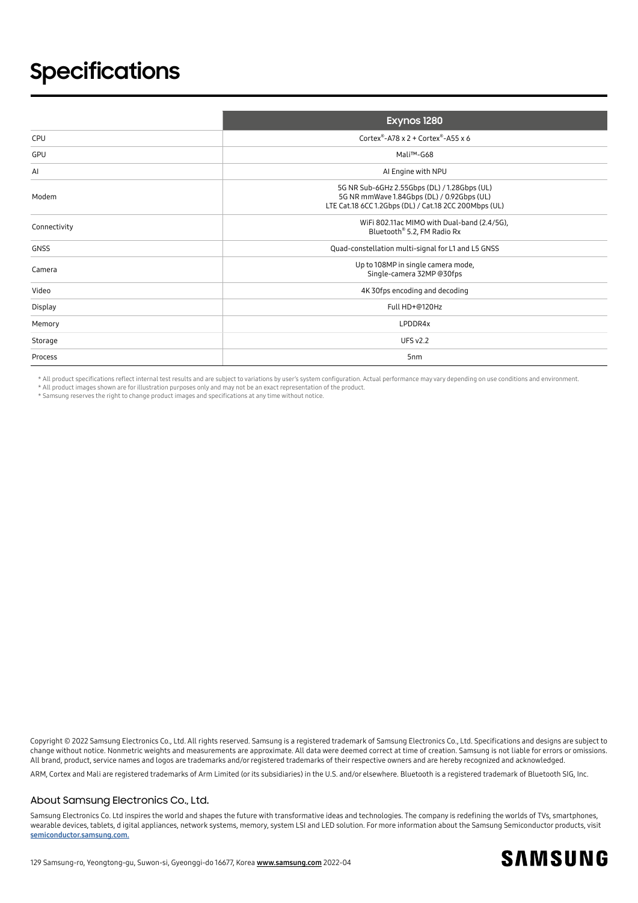# Specifications

| | Exynos 1280 |
|---|---|
| CPU | Cortex®-A78 x 2 + Cortex®-A55 x 6 |
| GPU | Mali™-G68 |
| AI | AI Engine with NPU |
| Modem | 5G NR Sub-6GHz 2.55Gbps (DL) / 1.28Gbps (UL)<br>5G NR mmWave 1.84Gbps (DL) / 0.92Gbps (UL)<br>LTE Cat.18 6CC 1.2Gbps (DL) / Cat.18 2CC 200Mbps (UL) |
| Connectivity | WiFi 802.11ac MIMO with Dual-band (2.4/5G),<br>Bluetooth® 5.2, FM Radio Rx |
| GNSS | Quad-constellation multi-signal for L1 and L5 GNSS |
| Camera | Up to 108MP in single camera mode,<br>Single-camera 32MP @30fps |
| Video | 4K 30fps encoding and decoding |
| Display | Full HD+@120Hz |
| Memory | LPDDR4x |
| Storage | UFS v2.2 |
| Process | 5nm |

* All product specifications reflect internal test results and are subject to variations by user's system configuration. Actual performance may vary depending on use conditions and environment.
* All product images shown are for illustration purposes only and may not be an exact representation of the product.
* Samsung reserves the right to change product images and specifications at any time without notice.

Copyright © 2022 Samsung Electronics Co., Ltd. All rights reserved. Samsung is a registered trademark of Samsung Electronics Co., Ltd. Specifications and designs are subject to change without notice. Nonmetric weights and measurements are approximate. All data were deemed correct at time of creation. Samsung is not liable for errors or omissions. All brand, product, service names and logos are trademarks and/or registered trademarks of their respective owners and are hereby recognized and acknowledged.

ARM, Cortex and Mali are registered trademarks of Arm Limited (or its subsidiaries) in the U.S. and/or elsewhere. Bluetooth is a registered trademark of Bluetooth SIG, Inc.

## About Samsung Electronics Co., Ltd.

Samsung Electronics Co. Ltd inspires the world and shapes the future with transformative ideas and technologies. The company is redefining the worlds of TVs, smartphones, wearable devices, tablets, d igital appliances, network systems, memory, system LSI and LED solution. For more information about the Samsung Semiconductor products, visit **semiconductor.samsung.com.**

129 Samsung-ro, Yeongtong-gu, Suwon-si, Gyeonggi-do 16677, Korea **www.samsung.com** 2022-04

SAMSUNG